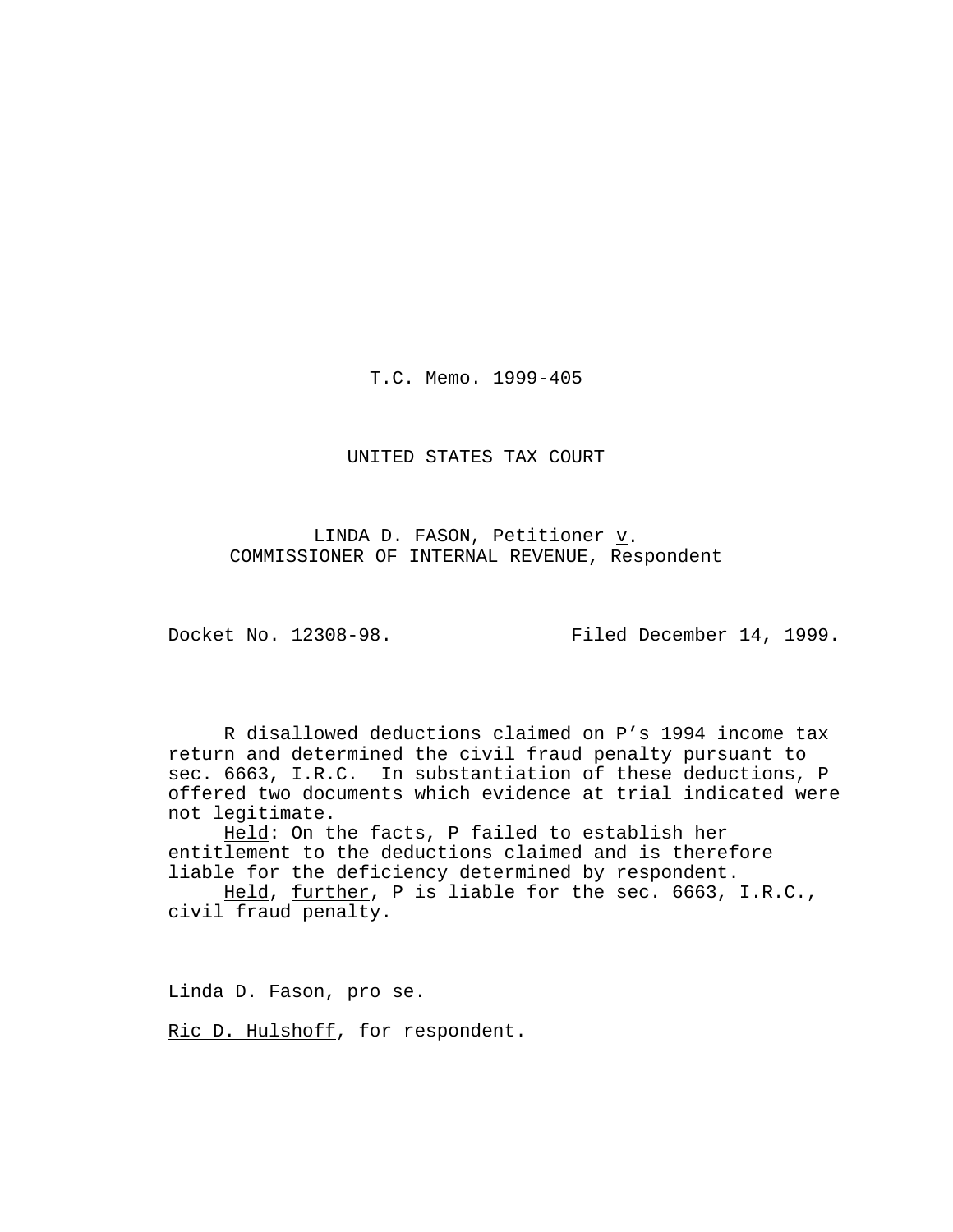T.C. Memo. 1999-405

UNITED STATES TAX COURT

LINDA D. FASON, Petitioner *v*.
COMMISSIONER OF INTERNAL REVENUE, Respondent

Docket No. 12308-98. Filed December 14, 1999.

R disallowed deductions claimed on P's 1994 income tax return and determined the civil fraud penalty pursuant to sec. 6663, I.R.C. In substantiation of these deductions, P offered two documents which evidence at trial indicated were not legitimate.

*Held*: On the facts, P failed to establish her entitlement to the deductions claimed and is therefore liable for the deficiency determined by respondent.

*Held*, *further*, P is liable for the sec. 6663, I.R.C., civil fraud penalty.

Linda D. Fason, pro se.

*Ric D. Hulshoff*, for respondent.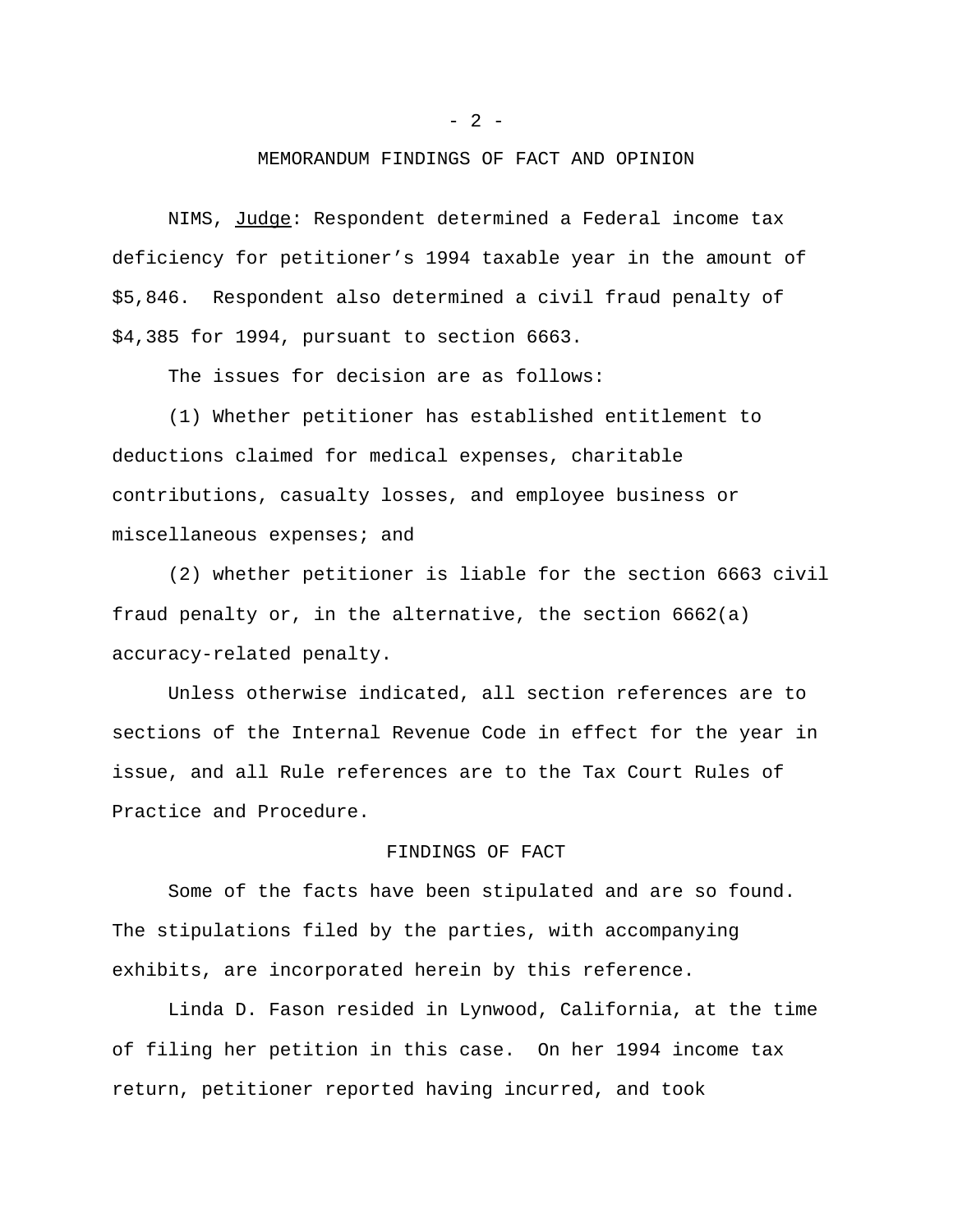## MEMORANDUM FINDINGS OF FACT AND OPINION

NIMS, Judge: Respondent determined a Federal income tax deficiency for petitioner's 1994 taxable year in the amount of $5,846. Respondent also determined a civil fraud penalty of $4,385 for 1994, pursuant to section 6663.

The issues for decision are as follows:

(1) Whether petitioner has established entitlement to deductions claimed for medical expenses, charitable contributions, casualty losses, and employee business or miscellaneous expenses; and

(2) whether petitioner is liable for the section 6663 civil fraud penalty or, in the alternative, the section 6662(a) accuracy-related penalty.

Unless otherwise indicated, all section references are to sections of the Internal Revenue Code in effect for the year in issue, and all Rule references are to the Tax Court Rules of Practice and Procedure.

## FINDINGS OF FACT

Some of the facts have been stipulated and are so found. The stipulations filed by the parties, with accompanying exhibits, are incorporated herein by this reference.

Linda D. Fason resided in Lynwood, California, at the time of filing her petition in this case. On her 1994 income tax return, petitioner reported having incurred, and took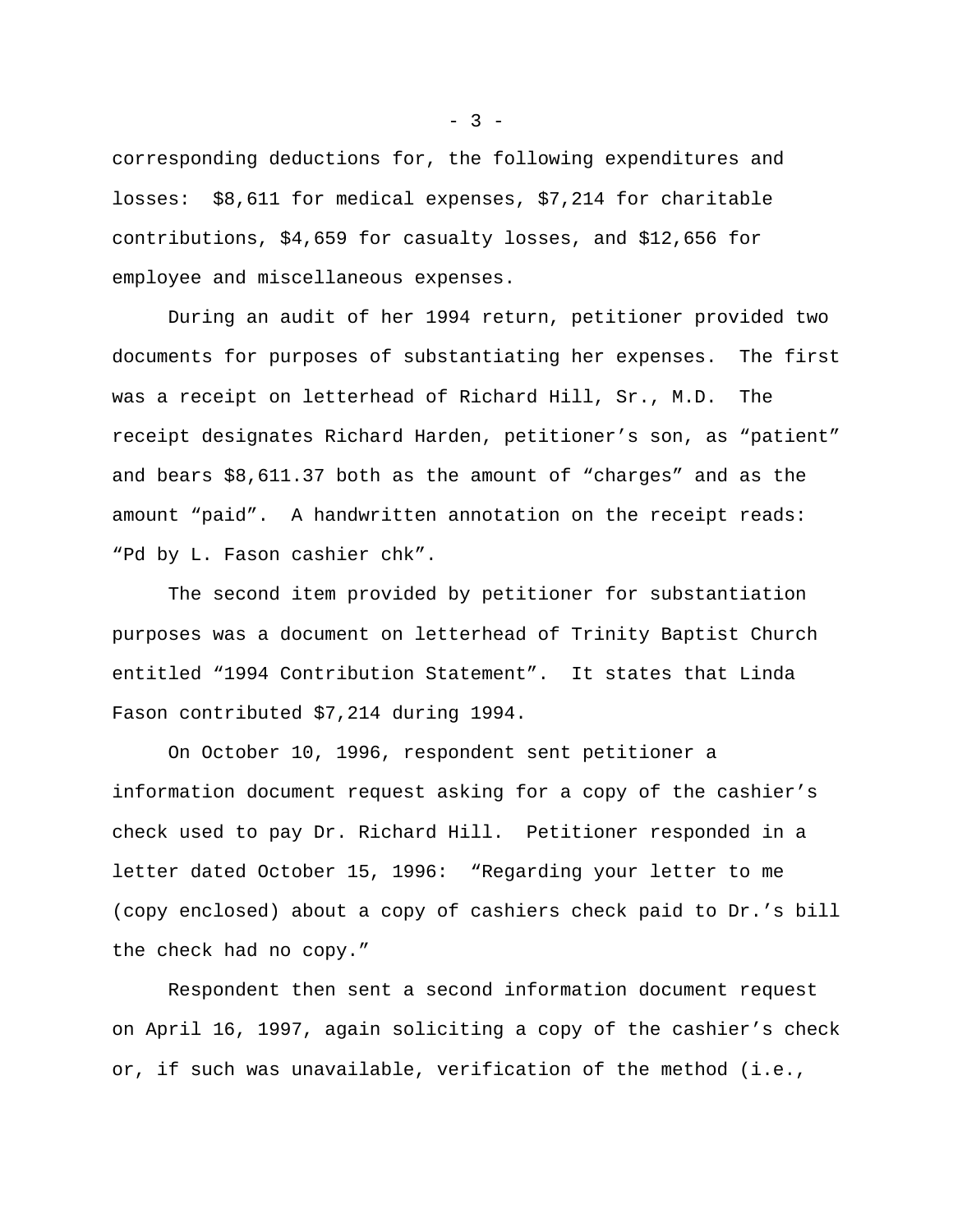corresponding deductions for, the following expenditures and losses: $8,611 for medical expenses, $7,214 for charitable contributions, $4,659 for casualty losses, and $12,656 for employee and miscellaneous expenses.

During an audit of her 1994 return, petitioner provided two documents for purposes of substantiating her expenses. The first was a receipt on letterhead of Richard Hill, Sr., M.D. The receipt designates Richard Harden, petitioner's son, as "patient" and bears $8,611.37 both as the amount of "charges" and as the amount "paid". A handwritten annotation on the receipt reads: "Pd by L. Fason cashier chk".

The second item provided by petitioner for substantiation purposes was a document on letterhead of Trinity Baptist Church entitled "1994 Contribution Statement". It states that Linda Fason contributed $7,214 during 1994.

On October 10, 1996, respondent sent petitioner a information document request asking for a copy of the cashier's check used to pay Dr. Richard Hill. Petitioner responded in a letter dated October 15, 1996: "Regarding your letter to me (copy enclosed) about a copy of cashiers check paid to Dr.'s bill the check had no copy."

Respondent then sent a second information document request on April 16, 1997, again soliciting a copy of the cashier's check or, if such was unavailable, verification of the method (i.e.,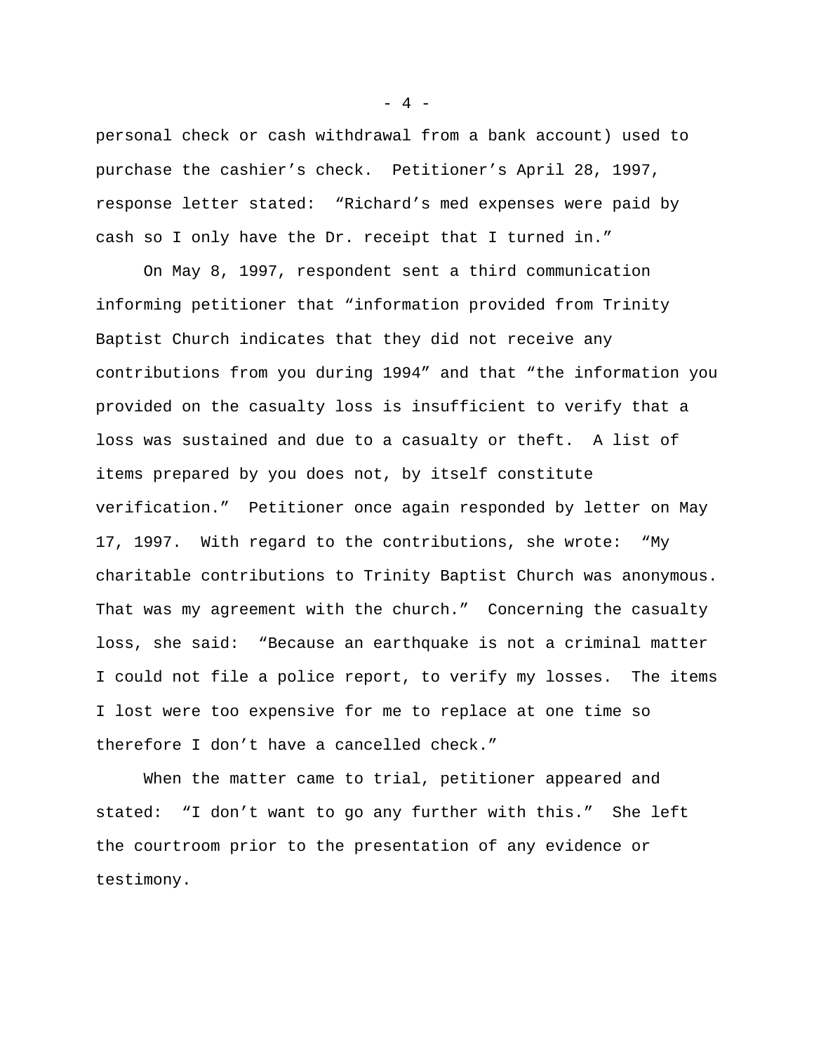personal check or cash withdrawal from a bank account) used to purchase the cashier's check. Petitioner's April 28, 1997, response letter stated: "Richard's med expenses were paid by cash so I only have the Dr. receipt that I turned in."

On May 8, 1997, respondent sent a third communication informing petitioner that "information provided from Trinity Baptist Church indicates that they did not receive any contributions from you during 1994" and that "the information you provided on the casualty loss is insufficient to verify that a loss was sustained and due to a casualty or theft. A list of items prepared by you does not, by itself constitute verification." Petitioner once again responded by letter on May 17, 1997. With regard to the contributions, she wrote: "My charitable contributions to Trinity Baptist Church was anonymous. That was my agreement with the church." Concerning the casualty loss, she said: "Because an earthquake is not a criminal matter I could not file a police report, to verify my losses. The items I lost were too expensive for me to replace at one time so therefore I don't have a cancelled check."

When the matter came to trial, petitioner appeared and stated: "I don't want to go any further with this." She left the courtroom prior to the presentation of any evidence or testimony.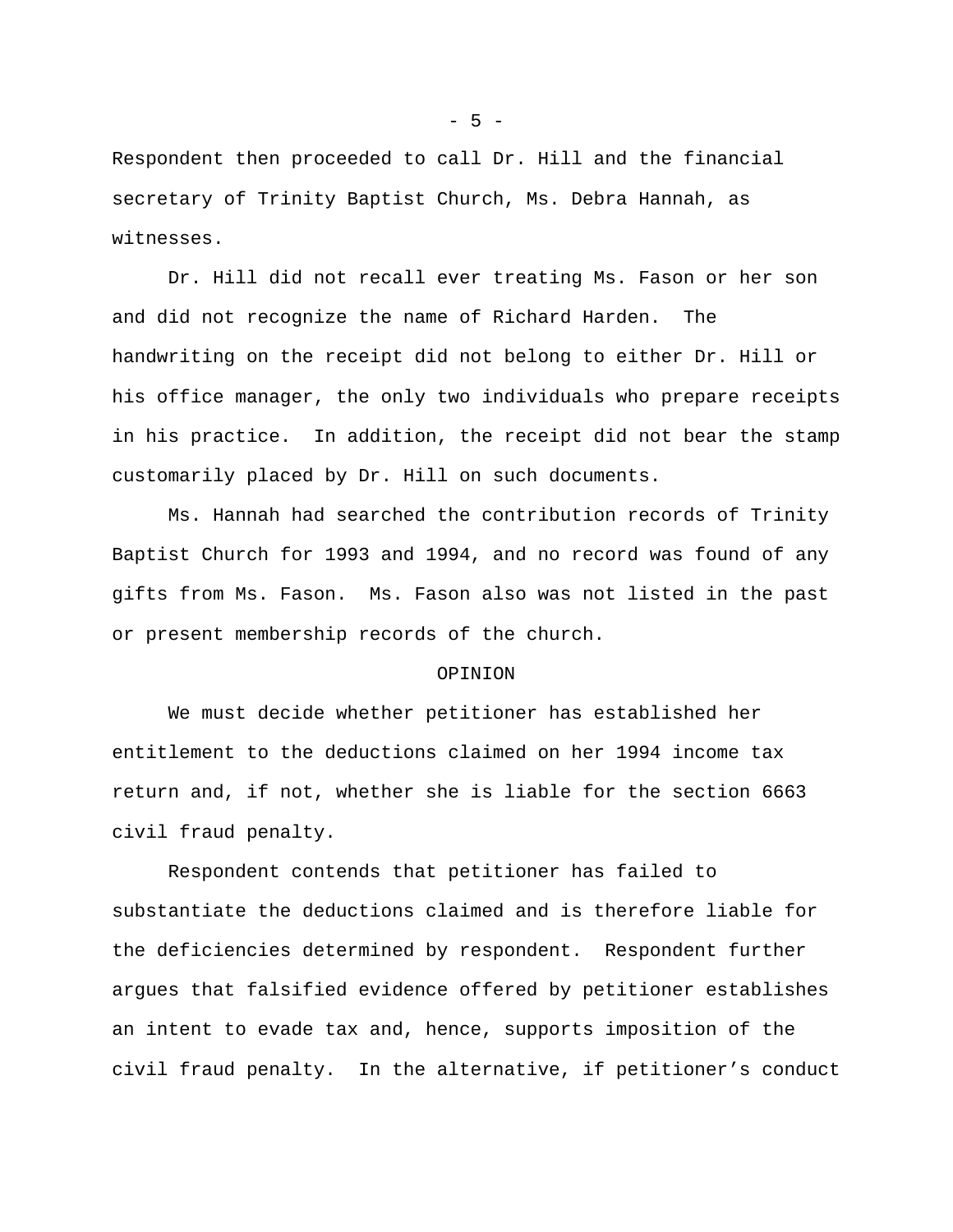Respondent then proceeded to call Dr. Hill and the financial secretary of Trinity Baptist Church, Ms. Debra Hannah, as witnesses.

Dr. Hill did not recall ever treating Ms. Fason or her son and did not recognize the name of Richard Harden. The handwriting on the receipt did not belong to either Dr. Hill or his office manager, the only two individuals who prepare receipts in his practice. In addition, the receipt did not bear the stamp customarily placed by Dr. Hill on such documents.

Ms. Hannah had searched the contribution records of Trinity Baptist Church for 1993 and 1994, and no record was found of any gifts from Ms. Fason. Ms. Fason also was not listed in the past or present membership records of the church.

## OPINION

We must decide whether petitioner has established her entitlement to the deductions claimed on her 1994 income tax return and, if not, whether she is liable for the section 6663 civil fraud penalty.

Respondent contends that petitioner has failed to substantiate the deductions claimed and is therefore liable for the deficiencies determined by respondent. Respondent further argues that falsified evidence offered by petitioner establishes an intent to evade tax and, hence, supports imposition of the civil fraud penalty. In the alternative, if petitioner’s conduct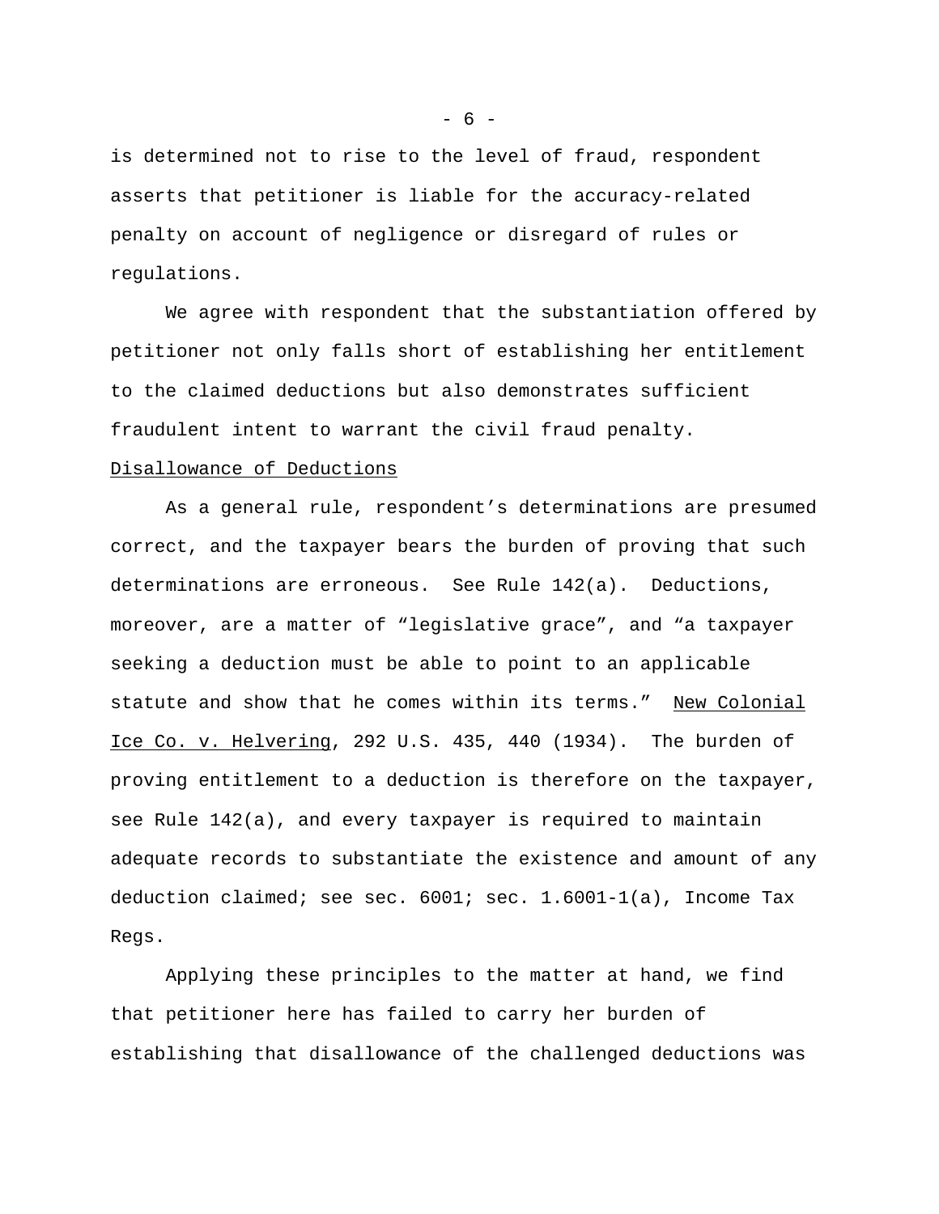is determined not to rise to the level of fraud, respondent asserts that petitioner is liable for the accuracy-related penalty on account of negligence or disregard of rules or regulations.

We agree with respondent that the substantiation offered by petitioner not only falls short of establishing her entitlement to the claimed deductions but also demonstrates sufficient fraudulent intent to warrant the civil fraud penalty.

Disallowance of Deductions

As a general rule, respondent's determinations are presumed correct, and the taxpayer bears the burden of proving that such determinations are erroneous. See Rule 142(a). Deductions, moreover, are a matter of "legislative grace", and "a taxpayer seeking a deduction must be able to point to an applicable statute and show that he comes within its terms." New Colonial Ice Co. v. Helvering, 292 U.S. 435, 440 (1934). The burden of proving entitlement to a deduction is therefore on the taxpayer, see Rule 142(a), and every taxpayer is required to maintain adequate records to substantiate the existence and amount of any deduction claimed; see sec. 6001; sec. 1.6001-1(a), Income Tax Regs.

Applying these principles to the matter at hand, we find that petitioner here has failed to carry her burden of establishing that disallowance of the challenged deductions was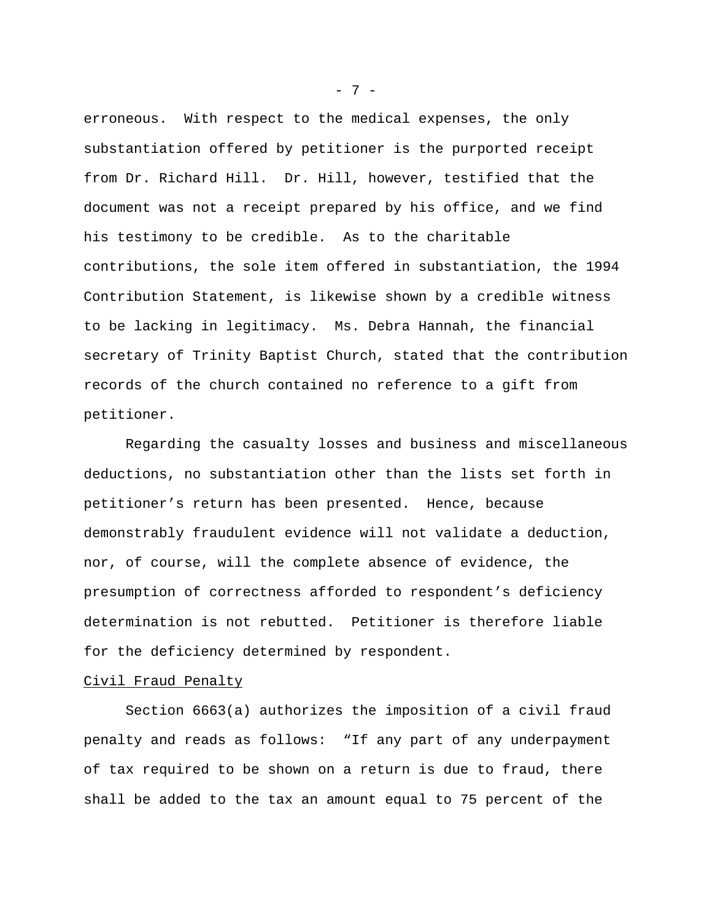erroneous. With respect to the medical expenses, the only substantiation offered by petitioner is the purported receipt from Dr. Richard Hill. Dr. Hill, however, testified that the document was not a receipt prepared by his office, and we find his testimony to be credible. As to the charitable contributions, the sole item offered in substantiation, the 1994 Contribution Statement, is likewise shown by a credible witness to be lacking in legitimacy. Ms. Debra Hannah, the financial secretary of Trinity Baptist Church, stated that the contribution records of the church contained no reference to a gift from petitioner.

Regarding the casualty losses and business and miscellaneous deductions, no substantiation other than the lists set forth in petitioner's return has been presented. Hence, because demonstrably fraudulent evidence will not validate a deduction, nor, of course, will the complete absence of evidence, the presumption of correctness afforded to respondent's deficiency determination is not rebutted. Petitioner is therefore liable for the deficiency determined by respondent.

Civil Fraud Penalty

Section 6663(a) authorizes the imposition of a civil fraud penalty and reads as follows: "If any part of any underpayment of tax required to be shown on a return is due to fraud, there shall be added to the tax an amount equal to 75 percent of the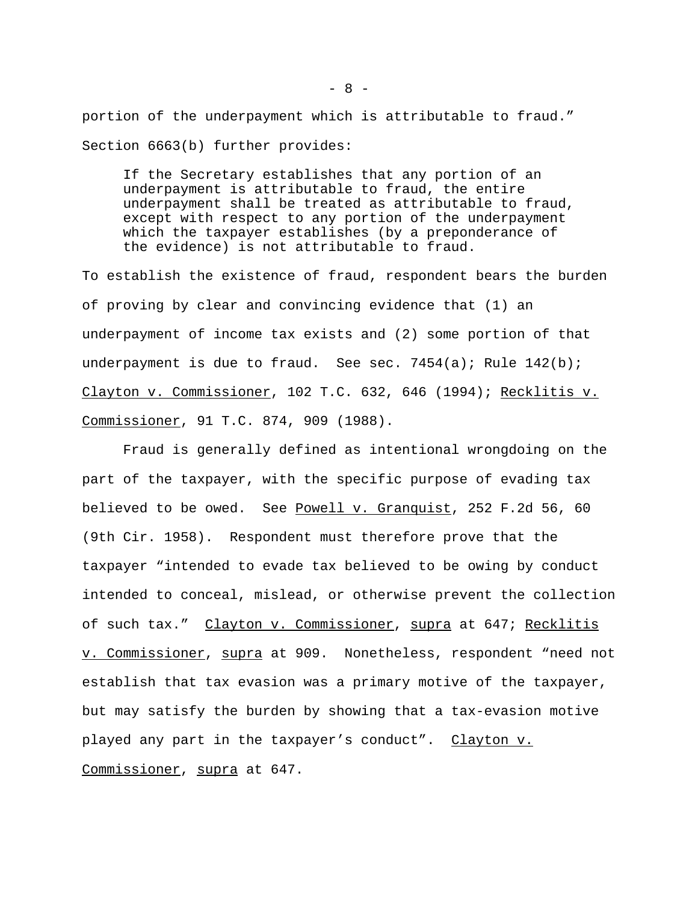portion of the underpayment which is attributable to fraud." Section 6663(b) further provides:

> If the Secretary establishes that any portion of an underpayment is attributable to fraud, the entire underpayment shall be treated as attributable to fraud, except with respect to any portion of the underpayment which the taxpayer establishes (by a preponderance of the evidence) is not attributable to fraud.

To establish the existence of fraud, respondent bears the burden of proving by clear and convincing evidence that (1) an underpayment of income tax exists and (2) some portion of that underpayment is due to fraud. See sec. 7454(a); Rule 142(b); Clayton v. Commissioner, 102 T.C. 632, 646 (1994); Recklitis v. Commissioner, 91 T.C. 874, 909 (1988).

Fraud is generally defined as intentional wrongdoing on the part of the taxpayer, with the specific purpose of evading tax believed to be owed. See Powell v. Granquist, 252 F.2d 56, 60 (9th Cir. 1958). Respondent must therefore prove that the taxpayer "intended to evade tax believed to be owing by conduct intended to conceal, mislead, or otherwise prevent the collection of such tax." Clayton v. Commissioner, supra at 647; Recklitis v. Commissioner, supra at 909. Nonetheless, respondent "need not establish that tax evasion was a primary motive of the taxpayer, but may satisfy the burden by showing that a tax-evasion motive played any part in the taxpayer's conduct". Clayton v. Commissioner, supra at 647.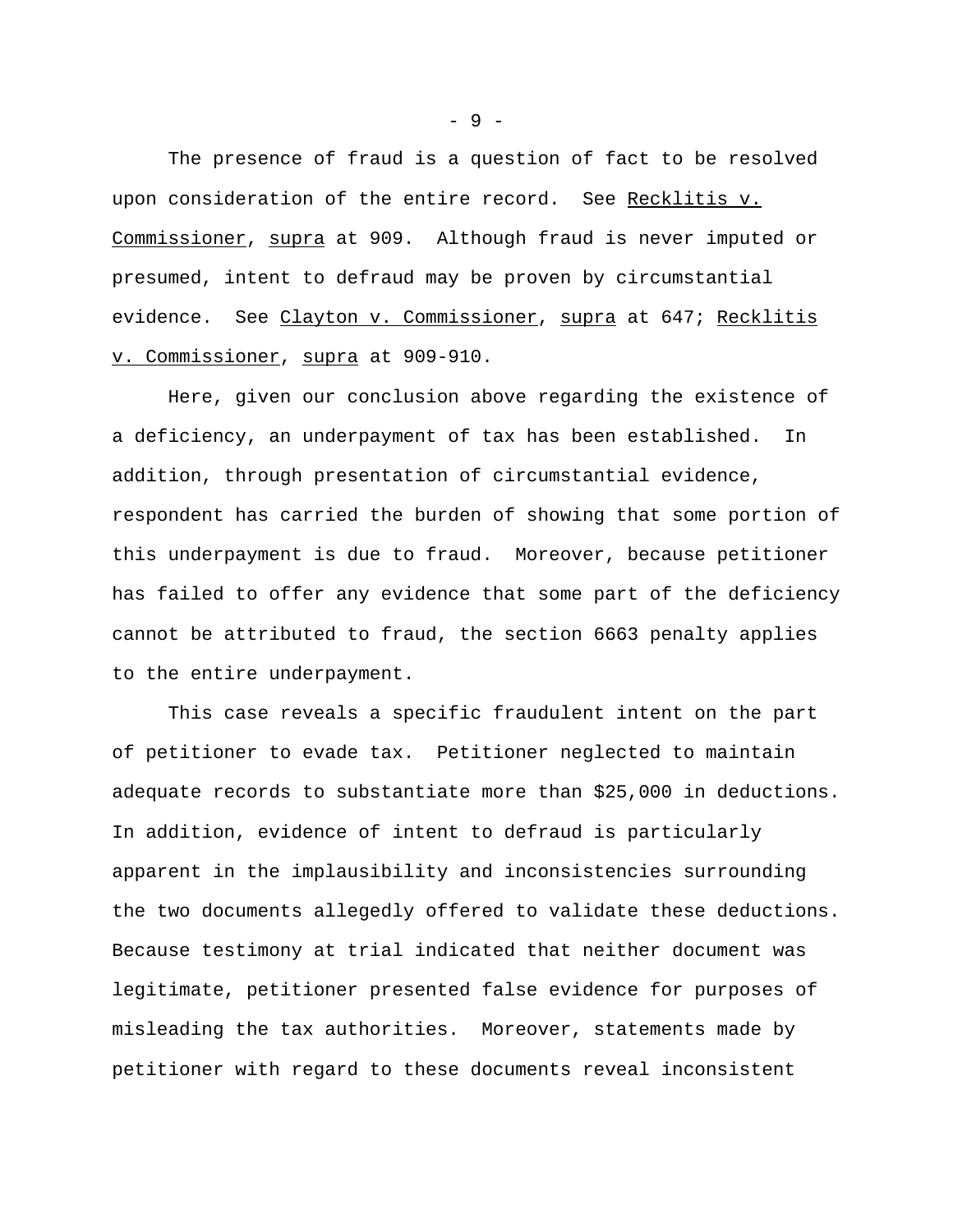The presence of fraud is a question of fact to be resolved upon consideration of the entire record. See _Recklitis v. Commissioner_, _supra_ at 909. Although fraud is never imputed or presumed, intent to defraud may be proven by circumstantial evidence. See _Clayton v. Commissioner_, _supra_ at 647; _Recklitis v. Commissioner_, _supra_ at 909-910.

Here, given our conclusion above regarding the existence of a deficiency, an underpayment of tax has been established. In addition, through presentation of circumstantial evidence, respondent has carried the burden of showing that some portion of this underpayment is due to fraud. Moreover, because petitioner has failed to offer any evidence that some part of the deficiency cannot be attributed to fraud, the section 6663 penalty applies to the entire underpayment.

This case reveals a specific fraudulent intent on the part of petitioner to evade tax. Petitioner neglected to maintain adequate records to substantiate more than $25,000 in deductions. In addition, evidence of intent to defraud is particularly apparent in the implausibility and inconsistencies surrounding the two documents allegedly offered to validate these deductions. Because testimony at trial indicated that neither document was legitimate, petitioner presented false evidence for purposes of misleading the tax authorities. Moreover, statements made by petitioner with regard to these documents reveal inconsistent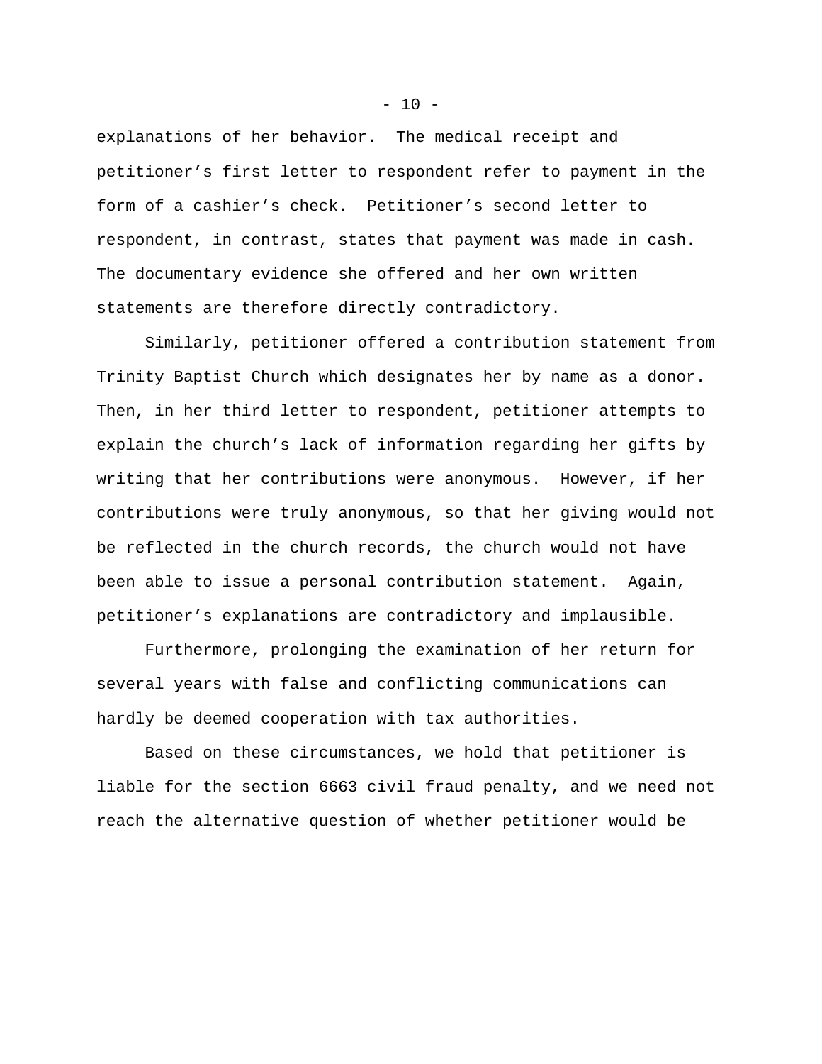explanations of her behavior. The medical receipt and petitioner's first letter to respondent refer to payment in the form of a cashier's check. Petitioner's second letter to respondent, in contrast, states that payment was made in cash. The documentary evidence she offered and her own written statements are therefore directly contradictory.

Similarly, petitioner offered a contribution statement from Trinity Baptist Church which designates her by name as a donor. Then, in her third letter to respondent, petitioner attempts to explain the church's lack of information regarding her gifts by writing that her contributions were anonymous. However, if her contributions were truly anonymous, so that her giving would not be reflected in the church records, the church would not have been able to issue a personal contribution statement. Again, petitioner's explanations are contradictory and implausible.

Furthermore, prolonging the examination of her return for several years with false and conflicting communications can hardly be deemed cooperation with tax authorities.

Based on these circumstances, we hold that petitioner is liable for the section 6663 civil fraud penalty, and we need not reach the alternative question of whether petitioner would be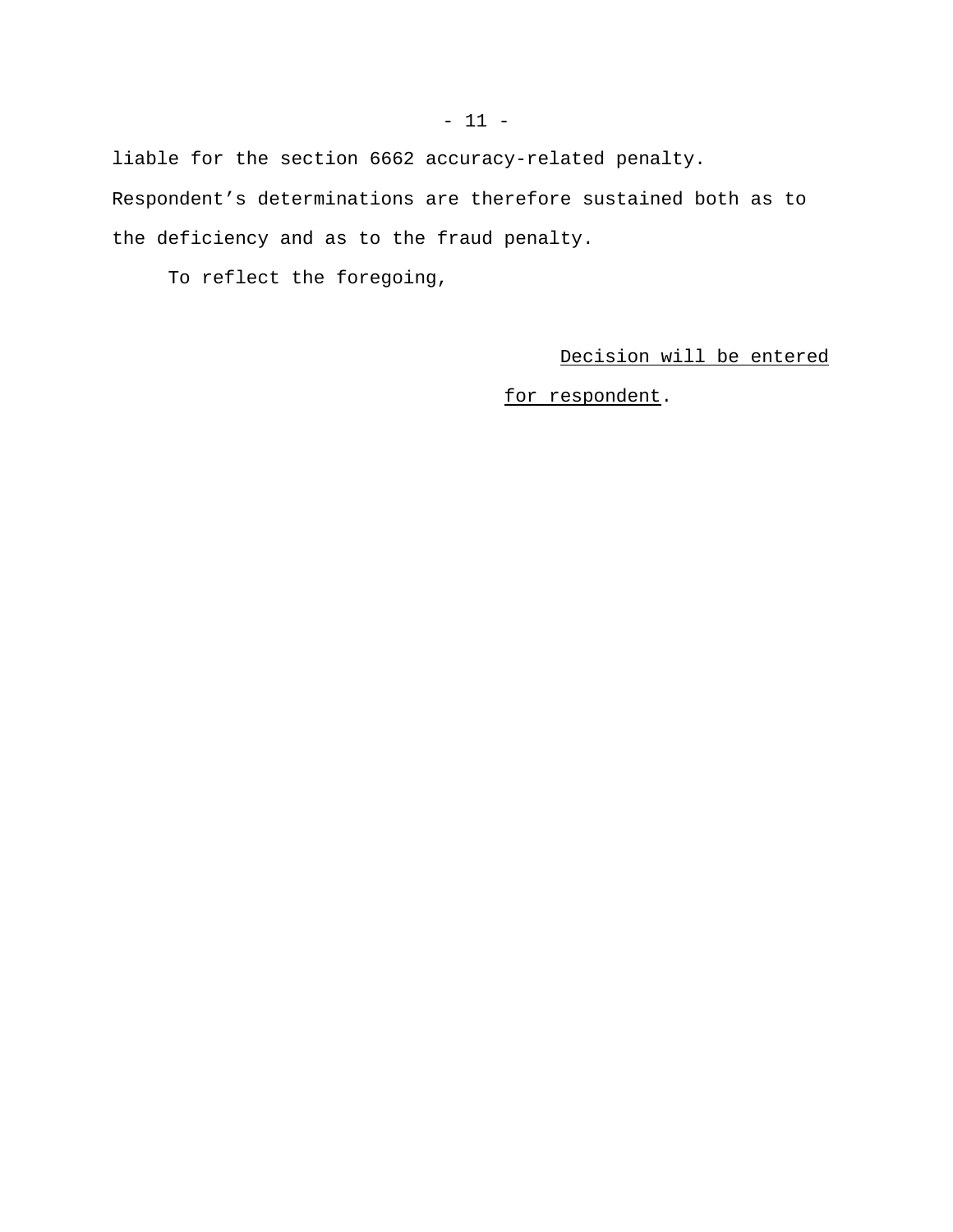liable for the section 6662 accuracy-related penalty. Respondent’s determinations are therefore sustained both as to the deficiency and as to the fraud penalty.

To reflect the foregoing,

Decision will be entered for respondent.